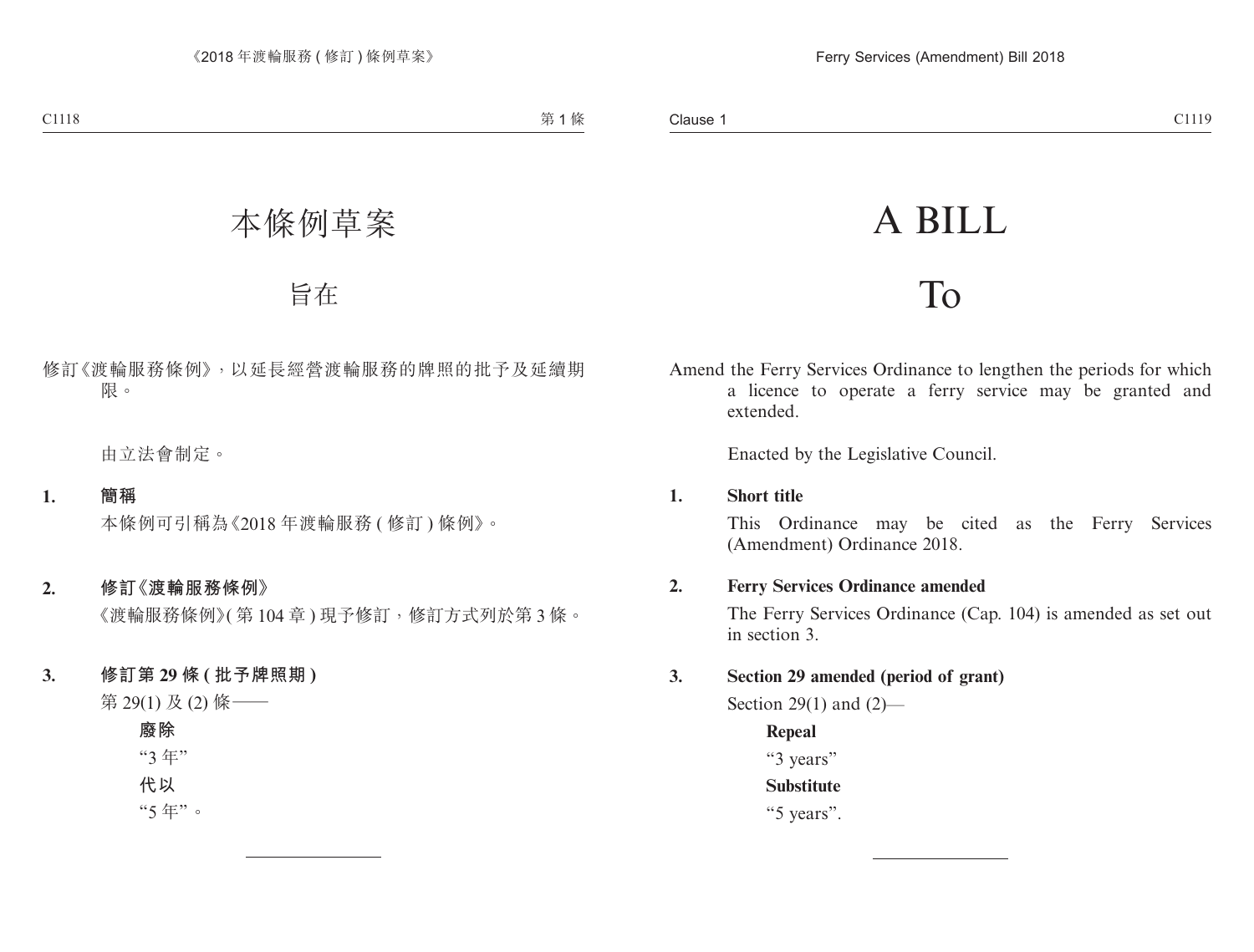# 本條例草案

## 旨在

修訂《渡輪服務條例》，以延長經營渡輪服務的牌照的批予及延續期限。

由立法會制定。

**1. 簡稱**

本條例可引稱為《2018 年渡輪服務 (修訂) 條例》。

**2. 修訂《渡輪服務條例》**

《渡輪服務條例》(第 104 章) 現予修訂，修訂方式列於第 3 條。

**3. 修訂第 29 條 (批予牌照期)**

第 29(1) 及 (2) 條——

**廢除**

“3 年”

**代以**

“5 年”。

---

# A BILL

## To

Amend the Ferry Services Ordinance to lengthen the periods for which a licence to operate a ferry service may be granted and extended.

Enacted by the Legislative Council.

**1. Short title**

This Ordinance may be cited as the Ferry Services (Amendment) Ordinance 2018.

**2. Ferry Services Ordinance amended**

The Ferry Services Ordinance (Cap. 104) is amended as set out in section 3.

**3. Section 29 amended (period of grant)**

Section 29(1) and (2)—

**Repeal**

“3 years”

**Substitute**

“5 years”.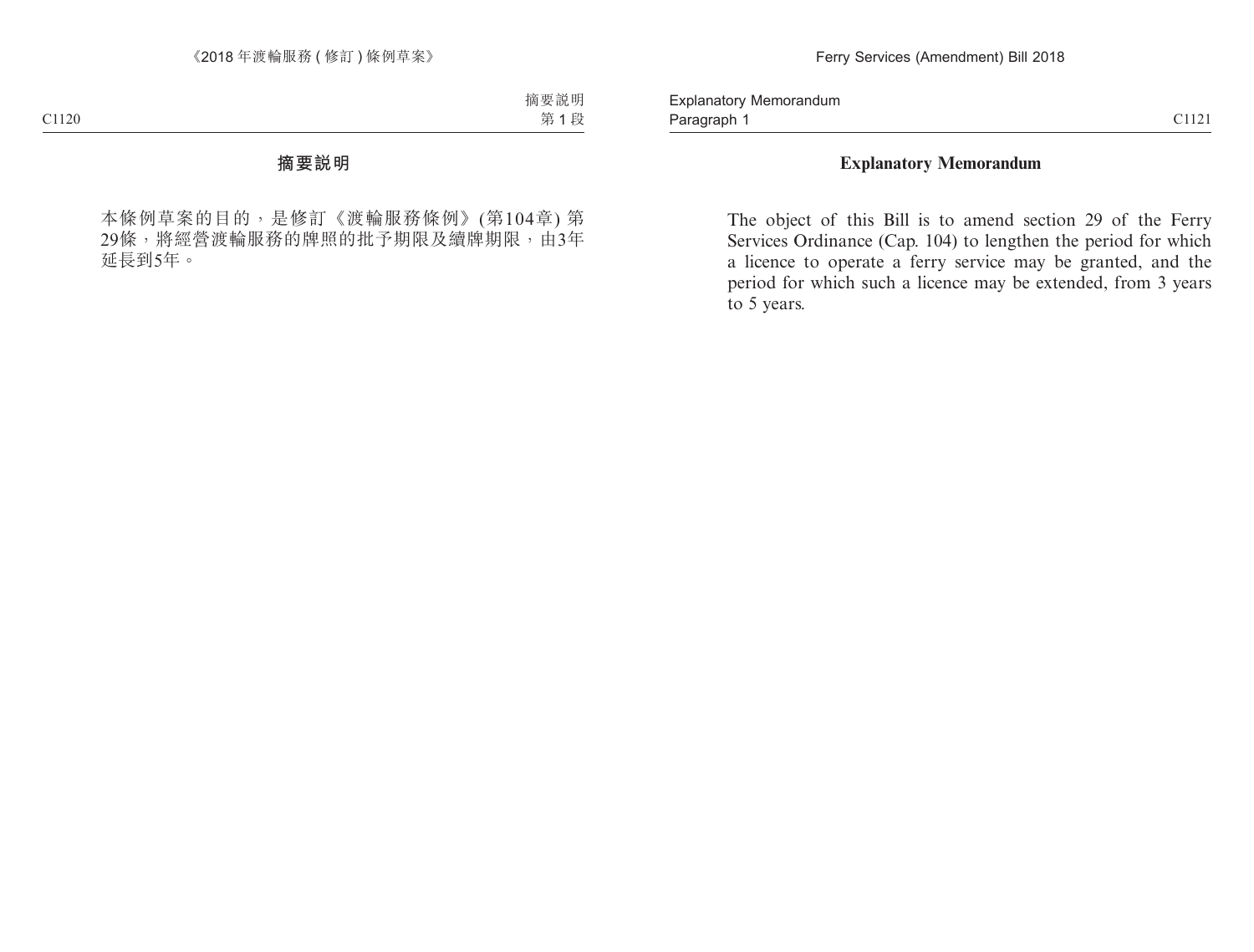# 摘要說明

本條例草案的目的，是修訂《渡輪服務條例》(第104章) 第29條，將經營渡輪服務的牌照的批予期限及續牌期限，由3年延長到5年。

# Explanatory Memorandum

The object of this Bill is to amend section 29 of the Ferry Services Ordinance (Cap. 104) to lengthen the period for which a licence to operate a ferry service may be granted, and the period for which such a licence may be extended, from 3 years to 5 years.